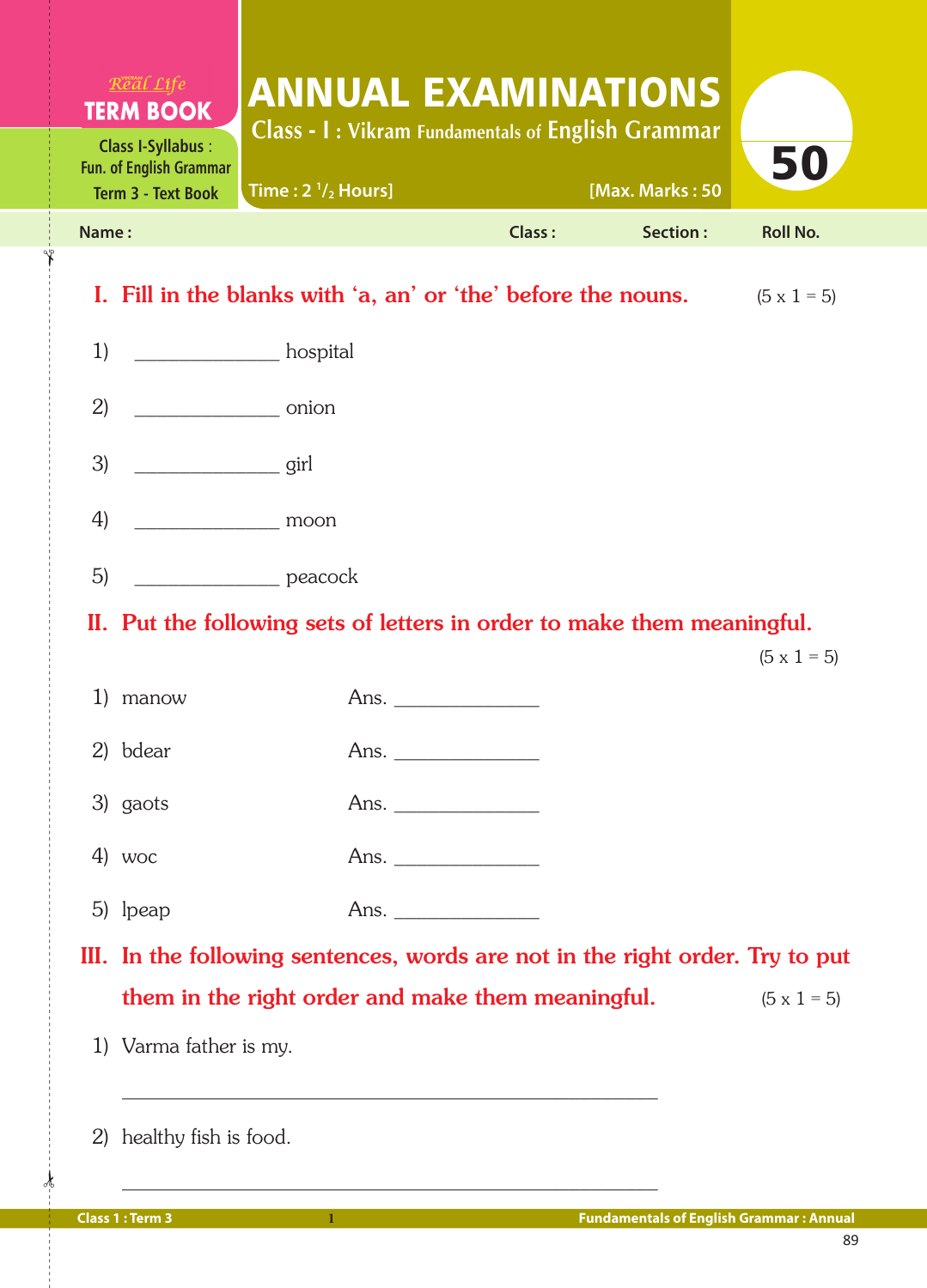Real Life
**TERM BOOK**
Class I-Syllabus : Fun. of English Grammar
Term 3 - Text Book

# ANNUAL EXAMINATIONS

## Class - I : Vikram Fundamentals of English Grammar

Time : 2 $^1/_2$ Hours] [Max. Marks : 50

**50**

Name : Class : Section : Roll No.

### I. Fill in the blanks with 'a, an' or 'the' before the nouns. (5 x 1 = 5)

1) ______________ hospital

2) ______________ onion

3) ______________ girl

4) ______________ moon

5) ______________ peacock

### II. Put the following sets of letters in order to make them meaningful. (5 x 1 = 5)

1) manow Ans. ______________

2) bdear Ans. ______________

3) gaots Ans. ______________

4) woc Ans. ______________

5) lpeap Ans. ______________

### III. In the following sentences, words are not in the right order. Try to put them in the right order and make them meaningful. (5 x 1 = 5)

1) Varma father is my.

_____________________________________________________

2) healthy fish is food.

_____________________________________________________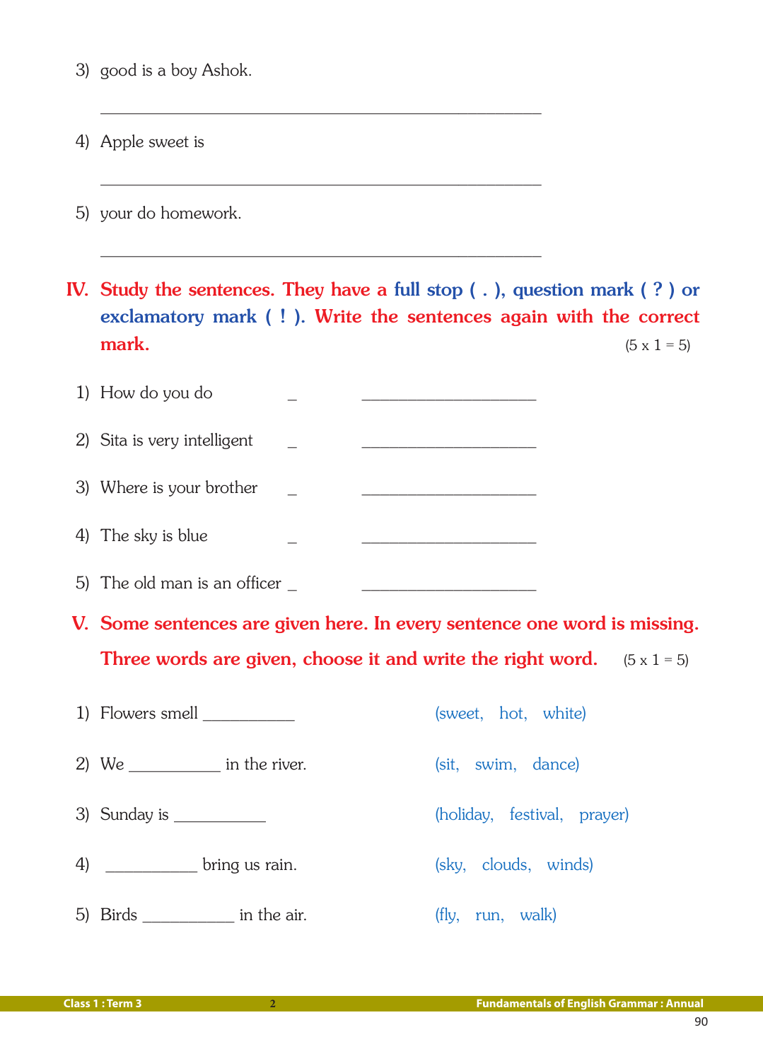3) good is a boy Ashok.

_______________________________________________

4) Apple sweet is

_______________________________________________

5) your do homework.

_______________________________________________

**IV. Study the sentences. They have a full stop ( . ), question mark ( ? ) or exclamatory mark ( ! ). Write the sentences again with the correct mark.** (5 x 1 = 5)

1) How do you do _ ____________________

2) Sita is very intelligent _ ____________________

3) Where is your brother _ ____________________

4) The sky is blue _ ____________________

5) The old man is an officer _ ____________________

**V. Some sentences are given here. In every sentence one word is missing. Three words are given, choose it and write the right word.** (5 x 1 = 5)

1) Flowers smell __________ (sweet, hot, white)

2) We __________ in the river. (sit, swim, dance)

3) Sunday is __________ (holiday, festival, prayer)

4) __________ bring us rain. (sky, clouds, winds)

5) Birds __________ in the air. (fly, run, walk)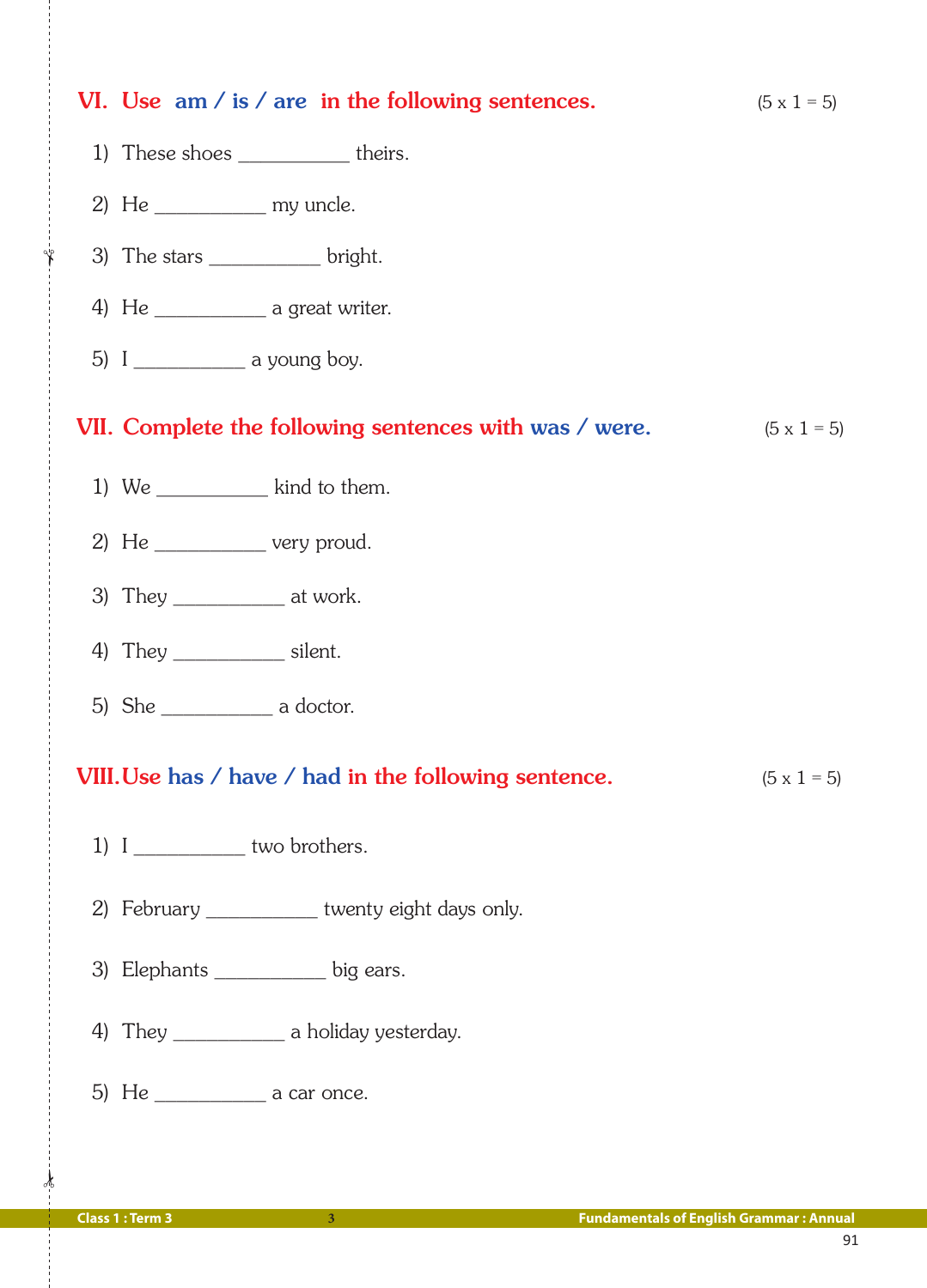## VI. Use am / is / are in the following sentences. (5 x 1 = 5)

1) These shoes ___________ theirs.

2) He ___________ my uncle.

3) The stars ___________ bright.

4) He ___________ a great writer.

5) I ___________ a young boy.

## VII. Complete the following sentences with was / were. (5 x 1 = 5)

1) We ___________ kind to them.

2) He ___________ very proud.

3) They ___________ at work.

4) They ___________ silent.

5) She ___________ a doctor.

## VIII. Use has / have / had in the following sentence. (5 x 1 = 5)

1) I ___________ two brothers.

2) February ___________ twenty eight days only.

3) Elephants ___________ big ears.

4) They ___________ a holiday yesterday.

5) He ___________ a car once.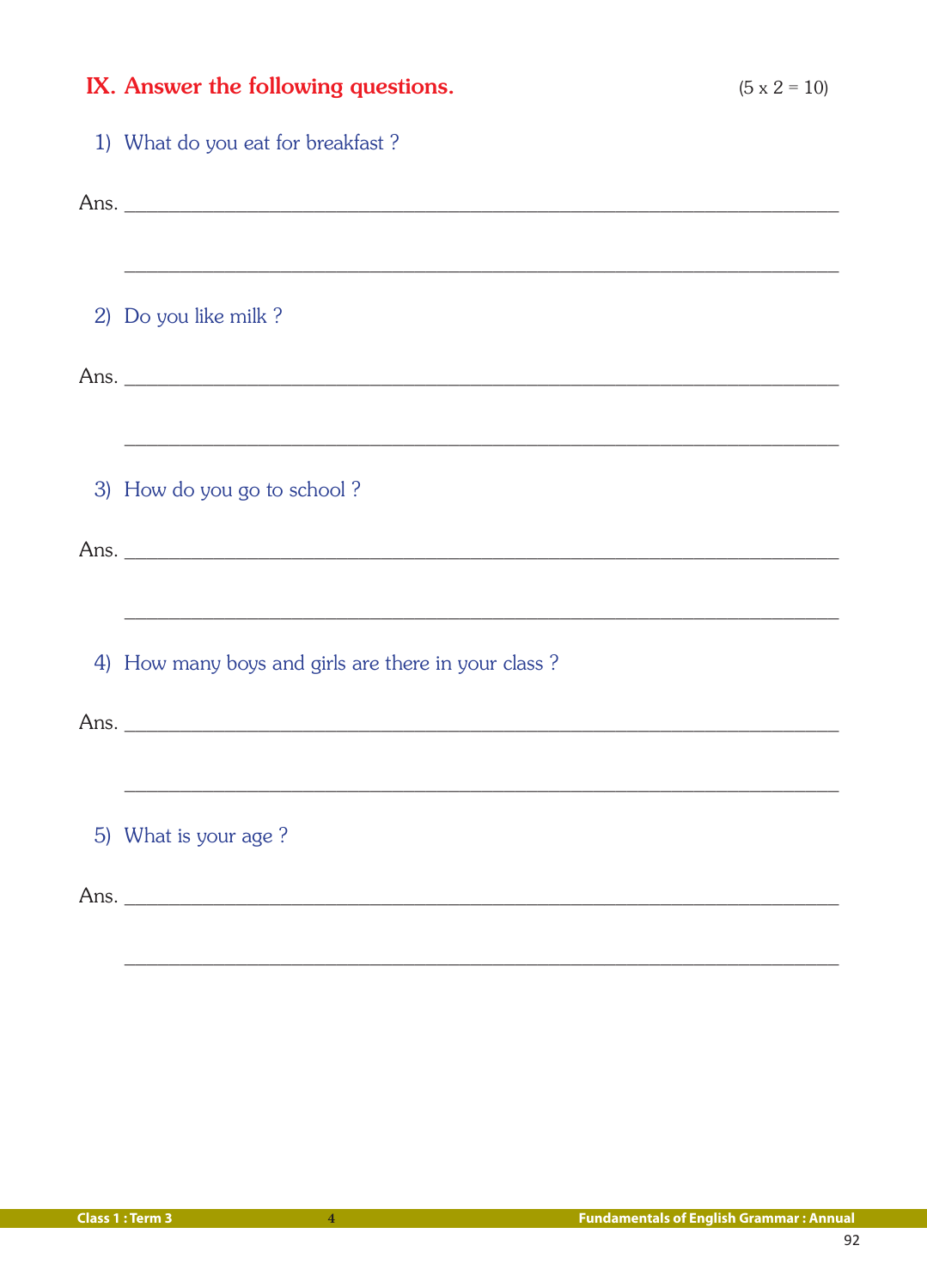## IX. Answer the following questions. (5 x 2 = 10)

1) What do you eat for breakfast ?

Ans. ______________________________________________________________

______________________________________________________________

2) Do you like milk ?

Ans. ______________________________________________________________

______________________________________________________________

3) How do you go to school ?

Ans. ______________________________________________________________

______________________________________________________________

4) How many boys and girls are there in your class ?

Ans. ______________________________________________________________

______________________________________________________________

5) What is your age ?

Ans. ______________________________________________________________

______________________________________________________________